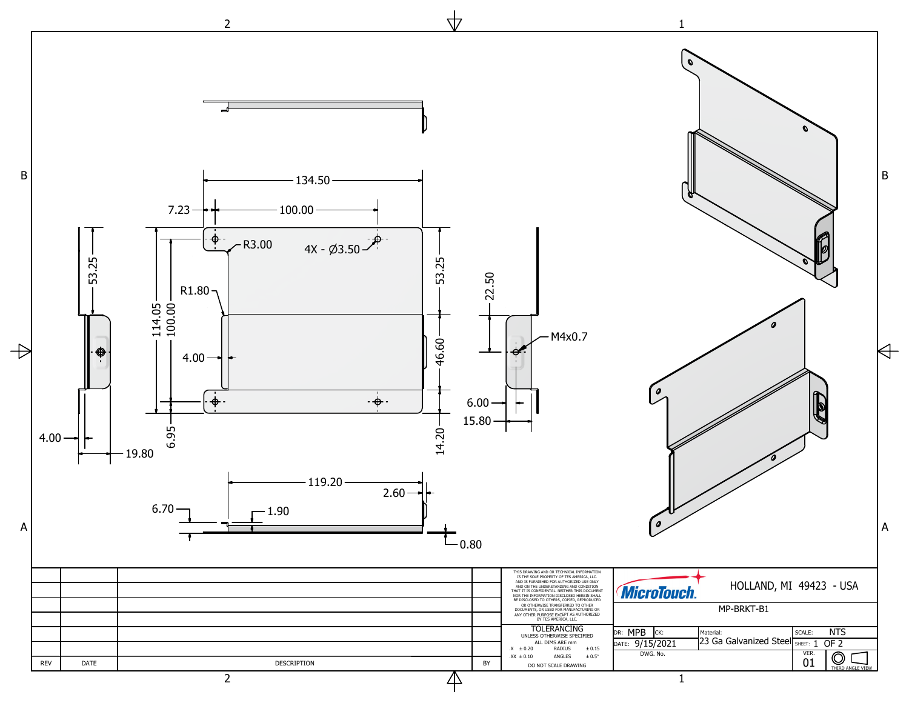7.23

100.00

134.50

R3.00

4X - Ø3.50

R1.80

114.05

100.00

53.25

53.25

46.60

14.20

6.95

4.00

22.50

M4x0.7

6.00

15.80

4.00

19.80

119.20

2.60

6.70

1.90

0.80

| REV | DATE | DESCRIPTION | BY |
|---|---|---|---|
| | | | |
| | | | |
| | | | |
| | | | |
| | | | |
| | | | |

THIS DRAWING AND OR TECHNICAL INFORMATION IS THE SOLE PROPERTY OF TES AMERICA, LLC. AND IS FURNISHED FOR AUTHORIZED USE ONLY AND ON THE UNDERSTANDING AND CONDITION THAT IT IS CONFIDENTIAL. NEITHER THIS DOCUMENT NOR THE INFORMATION DISCLOSED HEREIN SHALL BE DISCLOSED TO OTHERS, COPIED, REPRODUCED OR OTHERWISE TRANSFERRED TO OTHER DOCUMENTS, OR USED FOR MANUFACTURING OR ANY OTHER PURPOSE EXCEPT AS AUTHORIZED BY TES AMERICA, LLC.

**TOLERANCING**
UNLESS OTHERWISE SPECIFIED
ALL DIMS ARE mm

| | | | |
|---|---|---|---|
| .X | ± 0.20 | RADIUS | ± 0.15 |
| .XX | ± 0.10 | ANGLES | ± 0.5° |

DO NOT SCALE DRAWING

MicroTouch.

HOLLAND, MI 49423 - USA

MP-BRKT-B1

| DR: MPB | CK: | Material: 23 Ga Galvanized Steel | SCALE: NTS |
|---|---|---|---|
| DATE: 9/15/2021 | | | SHEET: 1 OF 2 |
| DWG. No. | | | VER. 01 |

THIRD ANGLE VIEW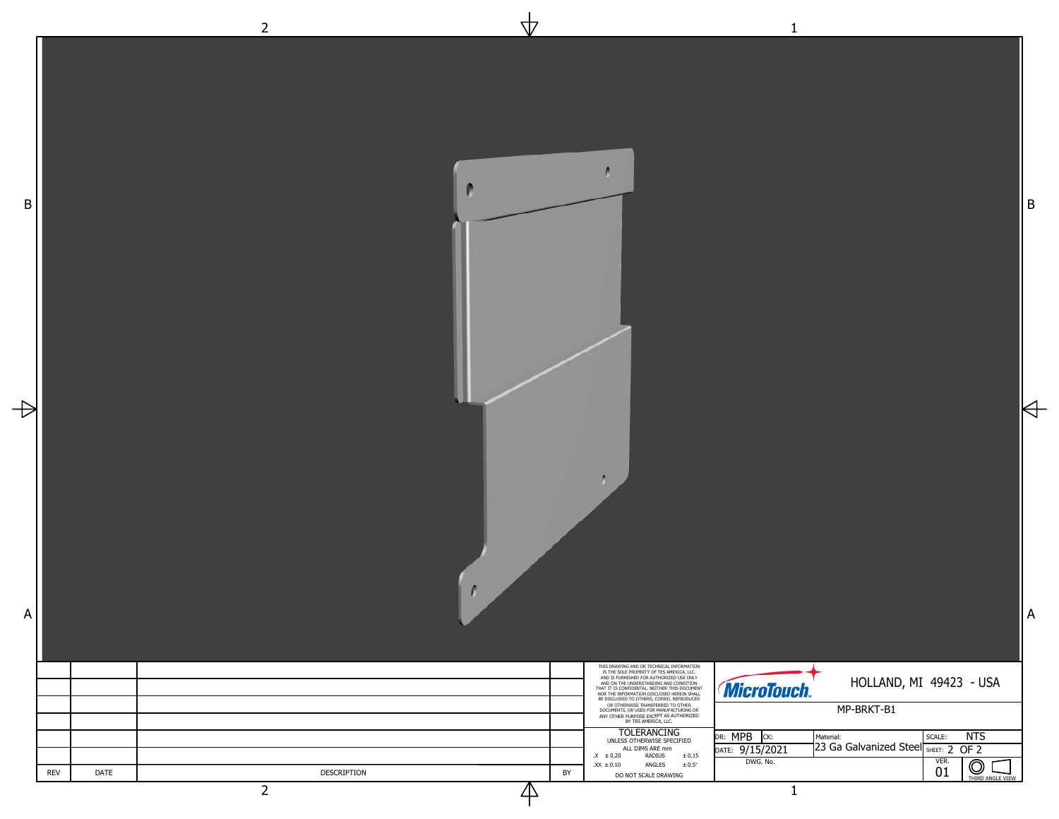| REV | DATE | DESCRIPTION | BY |
|---|---|---|---|
| | | | |
| | | | |
| | | | |
| | | | |
| | | | |
| | | | |

THIS DRAWING AND OR TECHNICAL INFORMATION IS THE SOLE PROPERTY OF TES AMERICA, LLC. AND IS FURNISHED FOR AUTHORIZED USE ONLY AND ON THE UNDERSTANDING AND CONDITION THAT IT IS CONFIDENTIAL. NEITHER THIS DOCUMENT NOR THE INFORMATION DISCLOSED HEREIN SHALL BE DISCLOSED TO OTHERS, COPIED, REPRODUCED OR OTHERWISE TRANSFERRED TO OTHER DOCUMENTS, OR USED FOR MANUFACTURING OR ANY OTHER PURPOSE EXCEPT AS AUTHORIZED BY TES AMERICA, LLC.

TOLERANCING
UNLESS OTHERWISE SPECIFIED
ALL DIMS ARE mm

| | | | |
|---|---|---|---|
| .X | ± 0.20 | RADIUS | ± 0.15 |
| .XX | ± 0.10 | ANGLES | ± 0.5° |

DO NOT SCALE DRAWING

MicroTouch. HOLLAND, MI 49423 - USA

MP-BRKT-B1

| | | | |
|---|---|---|---|
| DR: MPB | CK: | Material: 23 Ga Galvanized Steel | SCALE: NTS |
| DATE: 9/15/2021 | | | SHEET: 2 OF 2 |
| DWG. No. | | | VER. 01 |

THIRD ANGLE VIEW